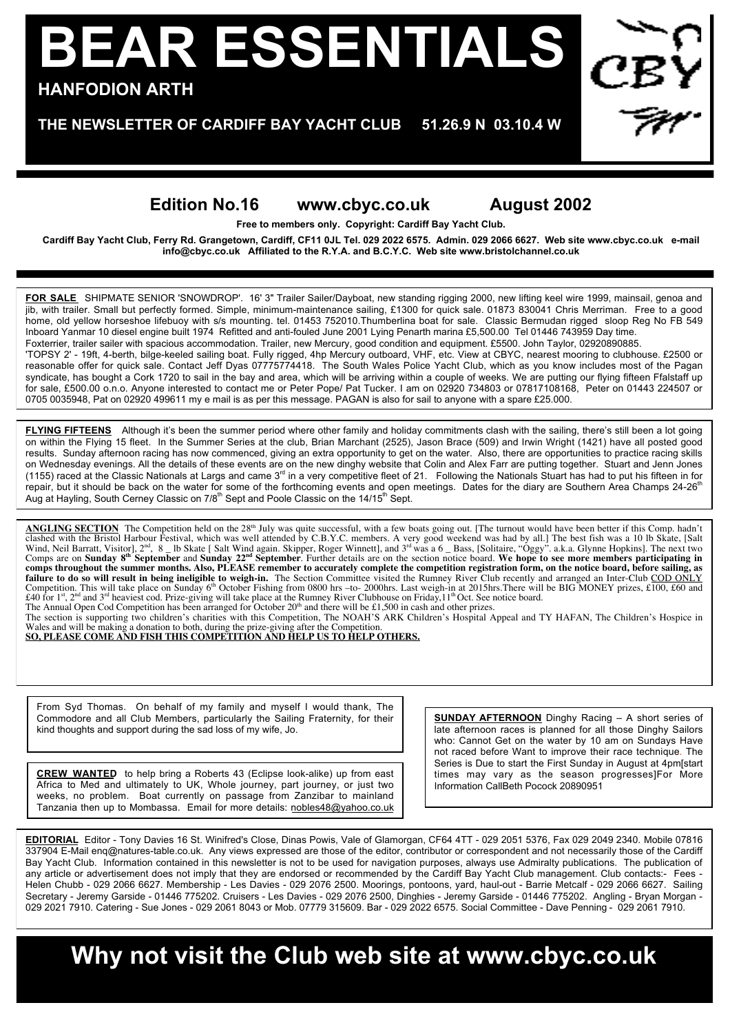# BEAR ESSENTIALS

**HANFODION ARTH**

**THE NEWSLETTER OF CARDIFF BAY YACHT CLUB 51.26.9 N 03.10.4 W**

## Edition No.16 www.cbyc.co.uk August 2002

**Free to members only. Copyright: Cardiff Bay Yacht Club.**

**Cardiff Bay Yacht Club, Ferry Rd. Grangetown, Cardiff, CF11 0JL Tel. 029 2022 6575. Admin. 029 2066 6627. Web site www.cbyc.co.uk e-mail info@cbyc.co.uk Affiliated to the R.Y.A. and B.C.Y.C. Web site www.bristolchannel.co.uk**

**FOR SALE** SHIPMATE SENIOR 'SNOWDROP'. 16' 3" Trailer Sailer/Dayboat, new standing rigging 2000, new lifting keel wire 1999, mainsail, genoa and jib, with trailer. Small but perfectly formed. Simple, minimum-maintenance sailing, £1300 for quick sale. 01873 830041 Chris Merriman. Free to a good home, old yellow horseshoe lifebuoy with s/s mounting. tel. 01453 752010.Thumberlina boat for sale. Classic Bermudan rigged sloop Reg No FB 549 Inboard Yanmar 10 diesel engine built 1974 Refitted and anti-fouled June 2001 Lying Penarth marina £5,500.00 Tel 01446 743959 Day time. Foxterrier, trailer sailer with spacious accommodation. Trailer, new Mercury, good condition and equipment. £5500. John Taylor, 02920890885. 'TOPSY 2' - 19ft, 4-berth, bilge-keeled sailing boat. Fully rigged, 4hp Mercury outboard, VHF, etc. View at CBYC, nearest mooring to clubhouse. £2500 or reasonable offer for quick sale. Contact Jeff Dyas 07775774418. The South Wales Police Yacht Club, which as you know includes most of the Pagan syndicate, has bought a Cork 1720 to sail in the bay and area, which will be arriving within a couple of weeks. We are putting our flying fifteen Ffalstaff up for sale, £500.00 o.n.o. Anyone interested to contact me or Peter Pope/ Pat Tucker. I am on 02920 734803 or 07817108168, Peter on 01443 224507 or 0705 0035948, Pat on 02920 499611 my e mail is as per this message. PAGAN is also for sail to anyone with a spare £25.000.

**FLYING FIFTEENS** Although it's been the summer period where other family and holiday commitments clash with the sailing, there's still been a lot going on within the Flying 15 fleet. In the Summer Series at the club, Brian Marchant (2525), Jason Brace (509) and Irwin Wright (1421) have all posted good results. Sunday afternoon racing has now commenced, giving an extra opportunity to get on the water. Also, there are opportunities to practice racing skills on Wednesday evenings. All the details of these events are on the new dinghy website that Colin and Alex Farr are putting together. Stuart and Jenn Jones (1155) raced at the Classic Nationals at Largs and came 3rd in a very competitive fleet of 21. Following the Nationals Stuart has had to put his fifteen in for repair, but it should be back on the water for some of the forthcoming events and open meetings. Dates for the diary are Southern Area Champs 24-26th Aug at Hayling, South Cerney Classic on 7/8th Sept and Poole Classic on the 14/15th Sept.

**ANGLING SECTION** The Competition held on the 28th July was quite successful, with a few boats going out. [The turnout would have been better if this Comp. hadn't clashed with the Bristol Harbour Festival, which was well attended by C.B.Y.C. members. A very good weekend was had by all.] The best fish was a 10 lb Skate, [Salt Wind, Neil Barratt, Visitor], 2nd, 8 _ lb Skate [ Salt Wind again. Skipper, Roger Winnett], and 3rd was a 6 _ Bass, [Solitaire, "Oggy". a.k.a. Glynne Hopkins]. The next two Comps are on **Sunday 8th September** and **Sunday 22nd September**. Further details are on the section notice board. **We hope to see more members participating in comps throughout the summer months. Also, PLEASE remember to accurately complete the competition registration form, on the notice board, before sailing, as failure to do so will result in being ineligible to weigh-in.** The Section Committee visited the Rumney River Club recently and arranged an Inter-Club COD ONLY Competition. This will take place on Sunday 6th October Fishing from 0800 hrs –to- 2000hrs. Last weigh-in at 2015hrs.There will be BIG MONEY prizes, £100, £60 and £40 for 1st, 2nd and 3rd heaviest cod. Prize-giving will take place at the Rumney River Clubhouse on Friday,11th Oct. See notice board.

The Annual Open Cod Competition has been arranged for October 20th and there will be £1,500 in cash and other prizes.

The section is supporting two children's charities with this Competition, The NOAH'S ARK Children's Hospital Appeal and TY HAFAN, The Children's Hospice in Wales and will be making a donation to both, during the prize-giving after the Competition.

**SO, PLEASE COME AND FISH THIS COMPETITION AND HELP US TO HELP OTHERS.**

From Syd Thomas. On behalf of my family and myself I would thank, The Commodore and all Club Members, particularly the Sailing Fraternity, for their kind thoughts and support during the sad loss of my wife, Jo.

**CREW WANTED** to help bring a Roberts 43 (Eclipse look-alike) up from east Africa to Med and ultimately to UK, Whole journey, part journey, or just two weeks, no problem. Boat currently on passage from Zanzibar to mainland Tanzania then up to Mombassa. Email for more details: nobles48@yahoo.co.uk

**SUNDAY AFTERNOON** Dinghy Racing – A short series of late afternoon races is planned for all those Dinghy Sailors who: Cannot Get on the water by 10 am on Sundays Have not raced before Want to improve their race technique. The Series is Due to start the First Sunday in August at 4pm[start times may vary as the season progresses]For More Information CallBeth Pocock 20890951

**EDITORIAL** Editor - Tony Davies 16 St. Winifred's Close, Dinas Powis, Vale of Glamorgan, CF64 4TT - 029 2051 5376, Fax 029 2049 2340. Mobile 07816 337904 E-Mail enq@natures-table.co.uk. Any views expressed are those of the editor, contributor or correspondent and not necessarily those of the Cardiff Bay Yacht Club. Information contained in this newsletter is not to be used for navigation purposes, always use Admiralty publications. The publication of any article or advertisement does not imply that they are endorsed or recommended by the Cardiff Bay Yacht Club management. Club contacts:- Fees - Helen Chubb - 029 2066 6627. Membership - Les Davies - 029 2076 2500. Moorings, pontoons, yard, haul-out - Barrie Metcalf - 029 2066 6627. Sailing Secretary - Jeremy Garside - 01446 775202. Cruisers - Les Davies - 029 2076 2500, Dinghies - Jeremy Garside - 01446 775202. Angling - Bryan Morgan - 029 2021 7910. Catering - Sue Jones - 029 2061 8043 or Mob. 07779 315609. Bar - 029 2022 6575. Social Committee - Dave Penning - 029 2061 7910.

## Why not visit the Club web site at www.cbyc.co.uk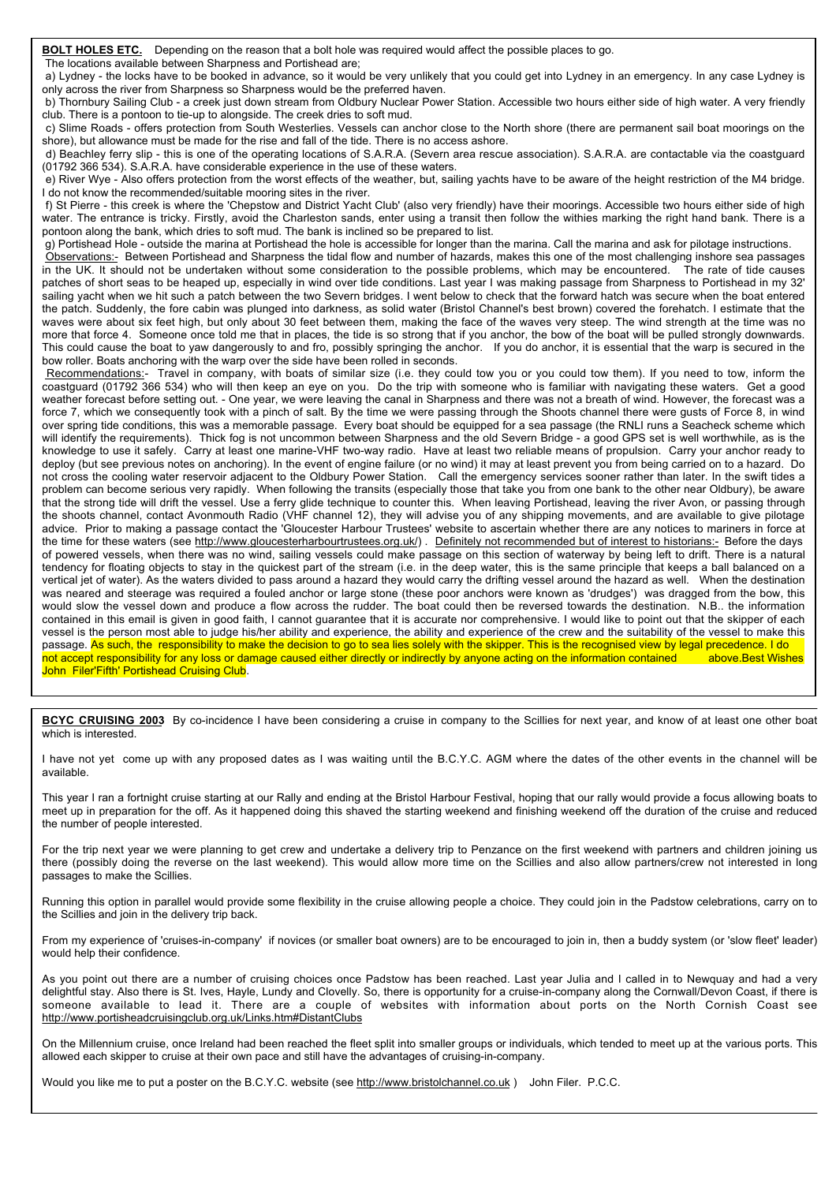**BOLT HOLES ETC.** Depending on the reason that a bolt hole was required would affect the possible places to go.

The locations available between Sharpness and Portishead are;

a) Lydney - the locks have to be booked in advance, so it would be very unlikely that you could get into Lydney in an emergency. In any case Lydney is only across the river from Sharpness so Sharpness would be the preferred haven.

b) Thornbury Sailing Club - a creek just down stream from Oldbury Nuclear Power Station. Accessible two hours either side of high water. A very friendly club. There is a pontoon to tie-up to alongside. The creek dries to soft mud.

c) Slime Roads - offers protection from South Westerlies. Vessels can anchor close to the North shore (there are permanent sail boat moorings on the shore), but allowance must be made for the rise and fall of the tide. There is no access ashore.

d) Beachley ferry slip - this is one of the operating locations of S.A.R.A. (Severn area rescue association). S.A.R.A. are contactable via the coastguard (01792 366 534). S.A.R.A. have considerable experience in the use of these waters.

e) River Wye - Also offers protection from the worst effects of the weather, but, sailing yachts have to be aware of the height restriction of the M4 bridge. I do not know the recommended/suitable mooring sites in the river.

f) St Pierre - this creek is where the 'Chepstow and District Yacht Club' (also very friendly) have their moorings. Accessible two hours either side of high water. The entrance is tricky. Firstly, avoid the Charleston sands, enter using a transit then follow the withies marking the right hand bank. There is a pontoon along the bank, which dries to soft mud. The bank is inclined so be prepared to list.

g) Portishead Hole - outside the marina at Portishead the hole is accessible for longer than the marina. Call the marina and ask for pilotage instructions.

Observations:- Between Portishead and Sharpness the tidal flow and number of hazards, makes this one of the most challenging inshore sea passages in the UK. It should not be undertaken without some consideration to the possible problems, which may be encountered. The rate of tide causes patches of short seas to be heaped up, especially in wind over tide conditions. Last year I was making passage from Sharpness to Portishead in my 32' sailing yacht when we hit such a patch between the two Severn bridges. I went below to check that the forward hatch was secure when the boat entered the patch. Suddenly, the fore cabin was plunged into darkness, as solid water (Bristol Channel's best brown) covered the forehatch. I estimate that the waves were about six feet high, but only about 30 feet between them, making the face of the waves very steep. The wind strength at the time was no more that force 4. Someone once told me that in places, the tide is so strong that if you anchor, the bow of the boat will be pulled strongly downwards. This could cause the boat to yaw dangerously to and fro, possibly springing the anchor. If you do anchor, it is essential that the warp is secured in the bow roller. Boats anchoring with the warp over the side have been rolled in seconds.

Recommendations:- Travel in company, with boats of similar size (i.e. they could tow you or you could tow them). If you need to tow, inform the coastguard (01792 366 534) who will then keep an eye on you. Do the trip with someone who is familiar with navigating these waters. Get a good weather forecast before setting out. - One year, we were leaving the canal in Sharpness and there was not a breath of wind. However, the forecast was a force 7, which we consequently took with a pinch of salt. By the time we were passing through the Shoots channel there were gusts of Force 8, in wind over spring tide conditions, this was a memorable passage. Every boat should be equipped for a sea passage (the RNLI runs a Seacheck scheme which will identify the requirements). Thick fog is not uncommon between Sharpness and the old Severn Bridge - a good GPS set is well worthwhile, as is the knowledge to use it safely. Carry at least one marine-VHF two-way radio. Have at least two reliable means of propulsion. Carry your anchor ready to deploy (but see previous notes on anchoring). In the event of engine failure (or no wind) it may at least prevent you from being carried on to a hazard. Do not cross the cooling water reservoir adjacent to the Oldbury Power Station. Call the emergency services sooner rather than later. In the swift tides a problem can become serious very rapidly. When following the transits (especially those that take you from one bank to the other near Oldbury), be aware that the strong tide will drift the vessel. Use a ferry glide technique to counter this. When leaving Portishead, leaving the river Avon, or passing through the shoots channel, contact Avonmouth Radio (VHF channel 12), they will advise you of any shipping movements, and are available to give pilotage advice. Prior to making a passage contact the 'Gloucester Harbour Trustees' website to ascertain whether there are any notices to mariners in force at the time for these waters (see http://www.gloucesterharbourtrustees.org.uk/). Definitely not recommended but of interest to historians:- Before the days of powered vessels, when there was no wind, sailing vessels could make passage on this section of waterway by being left to drift. There is a natural tendency for floating objects to stay in the quickest part of the stream (i.e. in the deep water, this is the same principle that keeps a ball balanced on a vertical jet of water). As the waters divided to pass around a hazard they would carry the drifting vessel around the hazard as well. When the destination was neared and steerage was required a fouled anchor or large stone (these poor anchors were known as 'drudges') was dragged from the bow, this would slow the vessel down and produce a flow across the rudder. The boat could then be reversed towards the destination. N.B.. the information contained in this email is given in good faith, I cannot guarantee that it is accurate nor comprehensive. I would like to point out that the skipper of each vessel is the person most able to judge his/her ability and experience, the ability and experience of the crew and the suitability of the vessel to make this passage. As such, the responsibility to make the decision to go to sea lies solely with the skipper. This is the recognised view by legal precedence. I do not accept responsibility for any loss or damage caused either directly or indirectly by anyone acting on the information contained above.Best Wishes John Filer'Fifth' Portishead Cruising Club.

**BCYC CRUISING 2003** By co-incidence I have been considering a cruise in company to the Scillies for next year, and know of at least one other boat which is interested.

I have not yet come up with any proposed dates as I was waiting until the B.C.Y.C. AGM where the dates of the other events in the channel will be available.

This year I ran a fortnight cruise starting at our Rally and ending at the Bristol Harbour Festival, hoping that our rally would provide a focus allowing boats to meet up in preparation for the off. As it happened doing this shaved the starting weekend and finishing weekend off the duration of the cruise and reduced the number of people interested.

For the trip next year we were planning to get crew and undertake a delivery trip to Penzance on the first weekend with partners and children joining us there (possibly doing the reverse on the last weekend). This would allow more time on the Scillies and also allow partners/crew not interested in long passages to make the Scillies.

Running this option in parallel would provide some flexibility in the cruise allowing people a choice. They could join in the Padstow celebrations, carry on to the Scillies and join in the delivery trip back.

From my experience of 'cruises-in-company' if novices (or smaller boat owners) are to be encouraged to join in, then a buddy system (or 'slow fleet' leader) would help their confidence.

As you point out there are a number of cruising choices once Padstow has been reached. Last year Julia and I called in to Newquay and had a very delightful stay. Also there is St. Ives, Hayle, Lundy and Clovelly. So, there is opportunity for a cruise-in-company along the Cornwall/Devon Coast, if there is someone available to lead it. There are a couple of websites with information about ports on the North Cornish Coast see http://www.portisheadcruisingclub.org.uk/Links.htm#DistantClubs

On the Millennium cruise, once Ireland had been reached the fleet split into smaller groups or individuals, which tended to meet up at the various ports. This allowed each skipper to cruise at their own pace and still have the advantages of cruising-in-company.

Would you like me to put a poster on the B.C.Y.C. website (see http://www.bristolchannel.co.uk ) John Filer. P.C.C.